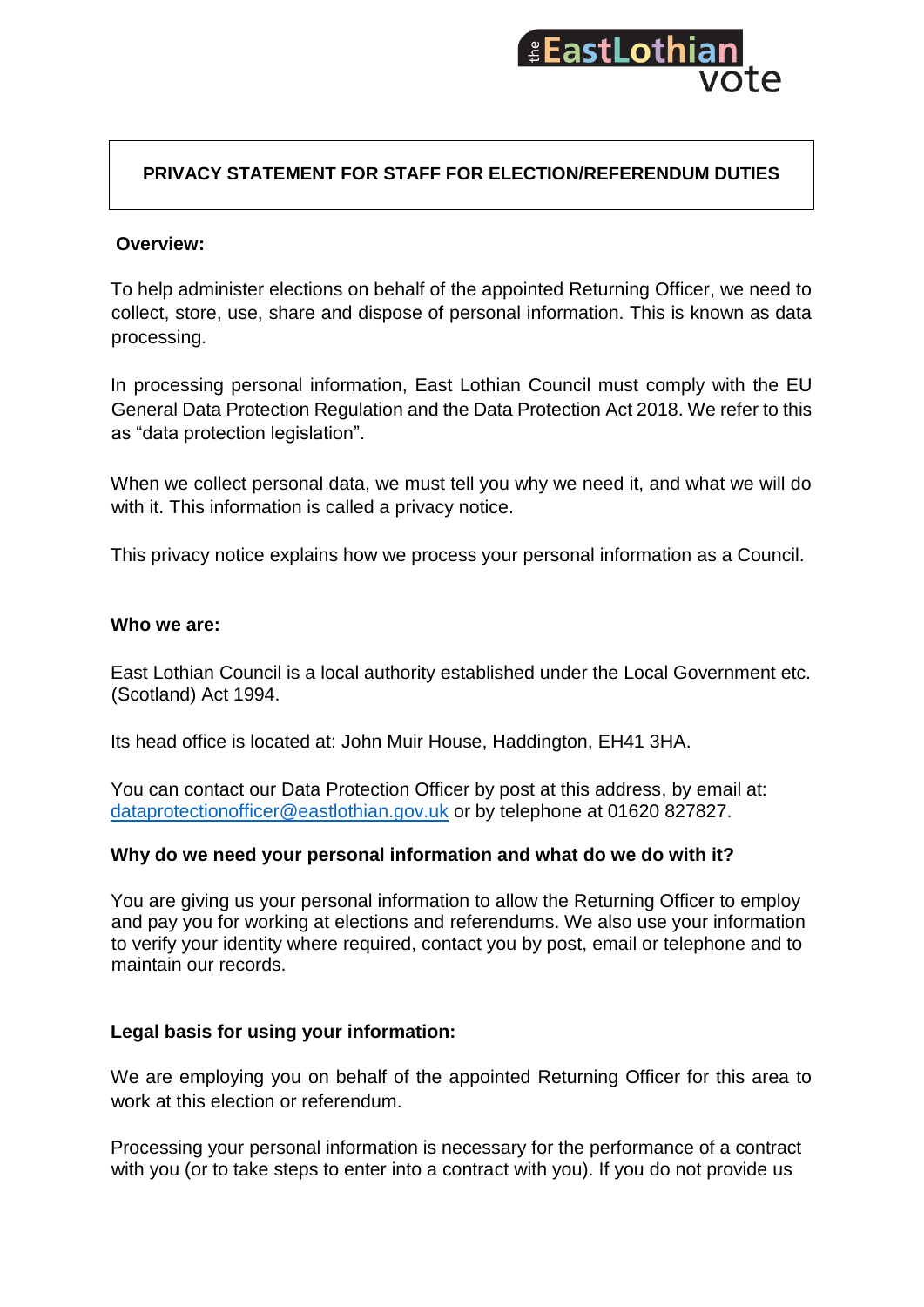# PRIVACY STATEMENT FOR STAFF FOR ELECTION/REFERENDUM DUTIES

## Overview:

To help administer elections on behalf of the appointed Returning Officer, we need to collect, store, use, share and dispose of personal information. This is known as data processing.

In processing personal information, East Lothian Council must comply with the EU General Data Protection Regulation and the Data Protection Act 2018. We refer to this as "data protection legislation".

When we collect personal data, we must tell you why we need it, and what we will do with it. This information is called a privacy notice.

This privacy notice explains how we process your personal information as a Council.

## Who we are:

East Lothian Council is a local authority established under the Local Government etc. (Scotland) Act 1994.

Its head office is located at: John Muir House, Haddington, EH41 3HA.

You can contact our Data Protection Officer by post at this address, by email at: dataprotectionofficer@eastlothian.gov.uk or by telephone at 01620 827827.

## Why do we need your personal information and what do we do with it?

You are giving us your personal information to allow the Returning Officer to employ and pay you for working at elections and referendums. We also use your information to verify your identity where required, contact you by post, email or telephone and to maintain our records.

## Legal basis for using your information:

We are employing you on behalf of the appointed Returning Officer for this area to work at this election or referendum.

Processing your personal information is necessary for the performance of a contract with you (or to take steps to enter into a contract with you). If you do not provide us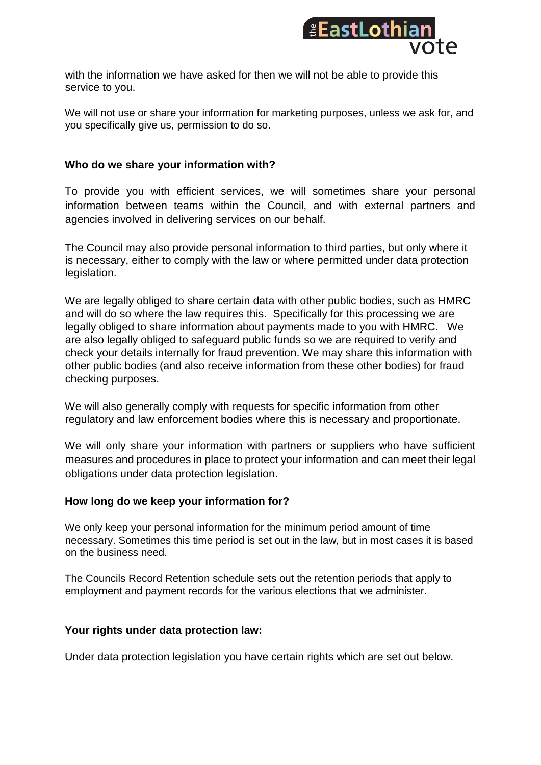with the information we have asked for then we will not be able to provide this service to you.

We will not use or share your information for marketing purposes, unless we ask for, and you specifically give us, permission to do so.

**Who do we share your information with?**

To provide you with efficient services, we will sometimes share your personal information between teams within the Council, and with external partners and agencies involved in delivering services on our behalf.

The Council may also provide personal information to third parties, but only where it is necessary, either to comply with the law or where permitted under data protection legislation.

We are legally obliged to share certain data with other public bodies, such as HMRC and will do so where the law requires this. Specifically for this processing we are legally obliged to share information about payments made to you with HMRC. We are also legally obliged to safeguard public funds so we are required to verify and check your details internally for fraud prevention. We may share this information with other public bodies (and also receive information from these other bodies) for fraud checking purposes.

We will also generally comply with requests for specific information from other regulatory and law enforcement bodies where this is necessary and proportionate.

We will only share your information with partners or suppliers who have sufficient measures and procedures in place to protect your information and can meet their legal obligations under data protection legislation.

**How long do we keep your information for?**

We only keep your personal information for the minimum period amount of time necessary. Sometimes this time period is set out in the law, but in most cases it is based on the business need.

The Councils Record Retention schedule sets out the retention periods that apply to employment and payment records for the various elections that we administer.

**Your rights under data protection law:**

Under data protection legislation you have certain rights which are set out below.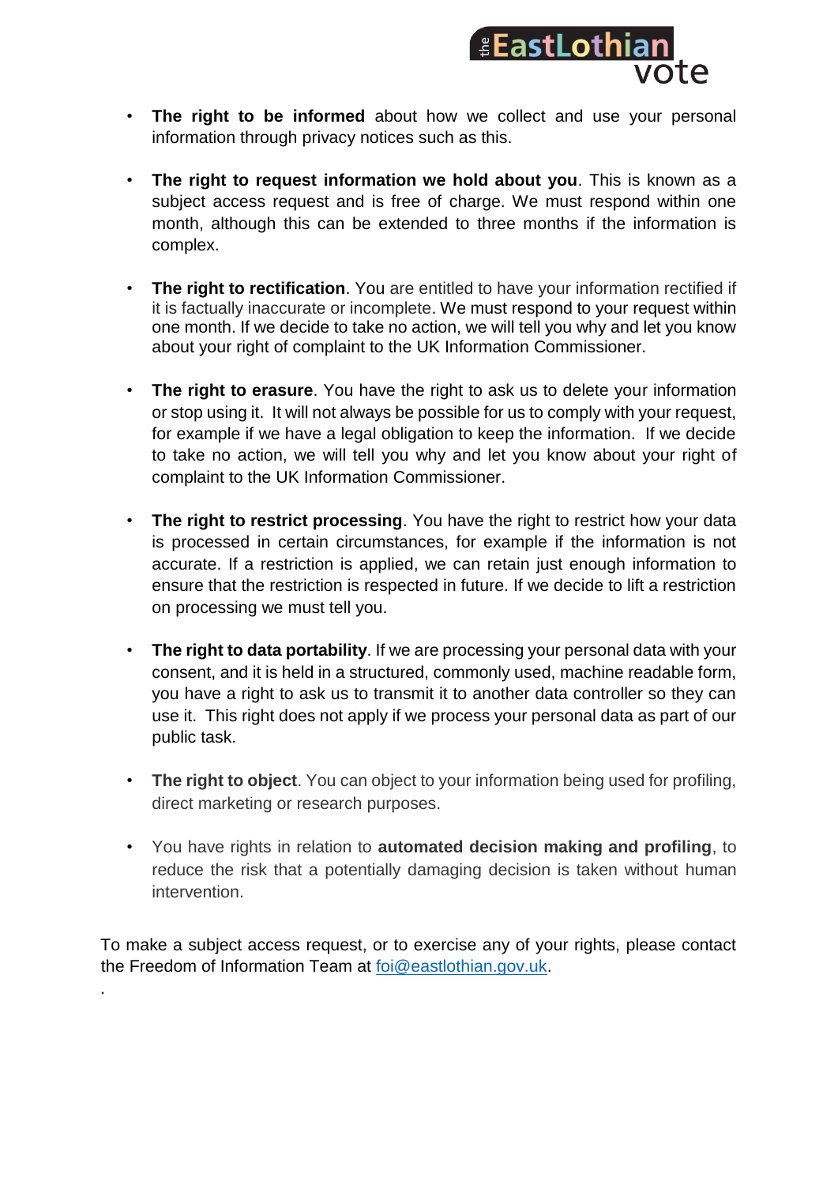- **The right to be informed** about how we collect and use your personal information through privacy notices such as this.

- **The right to request information we hold about you**. This is known as a subject access request and is free of charge. We must respond within one month, although this can be extended to three months if the information is complex.

- **The right to rectification**. You are entitled to have your information rectified if it is factually inaccurate or incomplete. We must respond to your request within one month. If we decide to take no action, we will tell you why and let you know about your right of complaint to the UK Information Commissioner.

- **The right to erasure**. You have the right to ask us to delete your information or stop using it. It will not always be possible for us to comply with your request, for example if we have a legal obligation to keep the information. If we decide to take no action, we will tell you why and let you know about your right of complaint to the UK Information Commissioner.

- **The right to restrict processing**. You have the right to restrict how your data is processed in certain circumstances, for example if the information is not accurate. If a restriction is applied, we can retain just enough information to ensure that the restriction is respected in future. If we decide to lift a restriction on processing we must tell you.

- **The right to data portability**. If we are processing your personal data with your consent, and it is held in a structured, commonly used, machine readable form, you have a right to ask us to transmit it to another data controller so they can use it. This right does not apply if we process your personal data as part of our public task.

- **The right to object**. You can object to your information being used for profiling, direct marketing or research purposes.

- You have rights in relation to **automated decision making and profiling**, to reduce the risk that a potentially damaging decision is taken without human intervention.

To make a subject access request, or to exercise any of your rights, please contact the Freedom of Information Team at foi@eastlothian.gov.uk.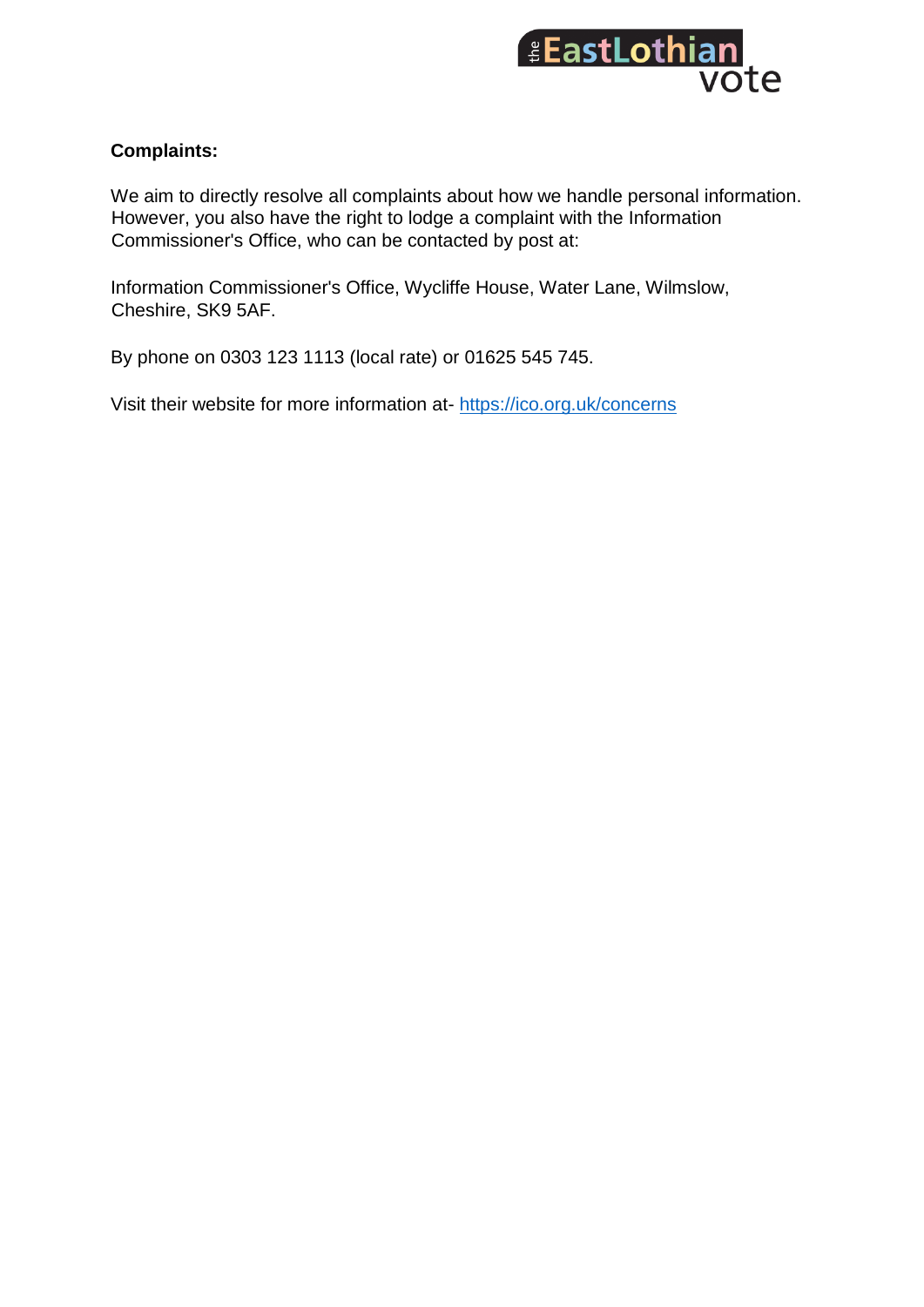**Complaints:**

We aim to directly resolve all complaints about how we handle personal information. However, you also have the right to lodge a complaint with the Information Commissioner's Office, who can be contacted by post at:

Information Commissioner's Office, Wycliffe House, Water Lane, Wilmslow, Cheshire, SK9 5AF.

By phone on 0303 123 1113 (local rate) or 01625 545 745.

Visit their website for more information at- https://ico.org.uk/concerns